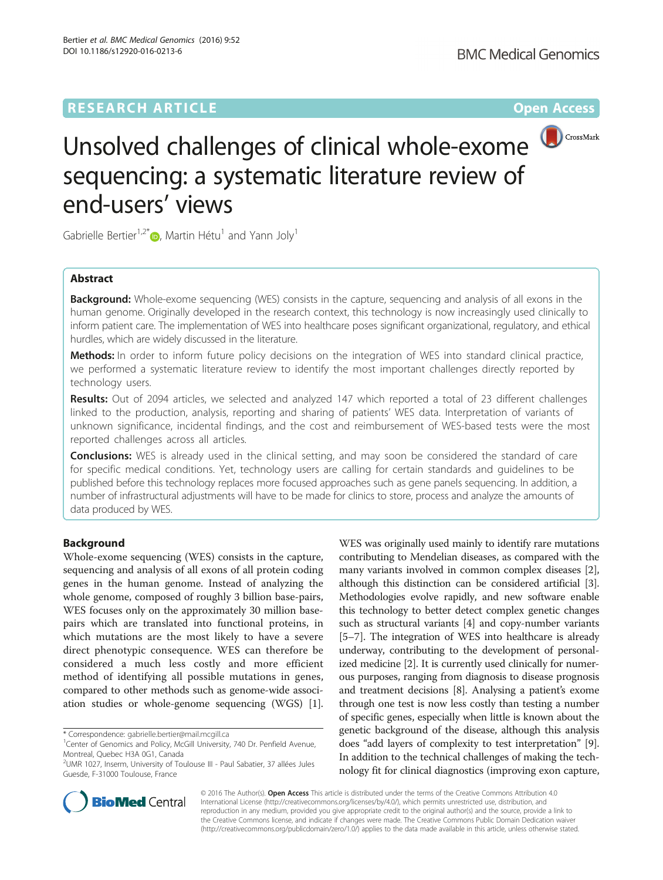# Unsolved challenges of clinical whole-exome sequencing: a systematic literature review of end-users' views

Gabrielle Bertier[1,2*], Martin Hétu[1] and Yann Joly[1]

## Abstract

**Background:** Whole-exome sequencing (WES) consists in the capture, sequencing and analysis of all exons in the human genome. Originally developed in the research context, this technology is now increasingly used clinically to inform patient care. The implementation of WES into healthcare poses significant organizational, regulatory, and ethical hurdles, which are widely discussed in the literature.

**Methods:** In order to inform future policy decisions on the integration of WES into standard clinical practice, we performed a systematic literature review to identify the most important challenges directly reported by technology users.

**Results:** Out of 2094 articles, we selected and analyzed 147 which reported a total of 23 different challenges linked to the production, analysis, reporting and sharing of patients' WES data. Interpretation of variants of unknown significance, incidental findings, and the cost and reimbursement of WES-based tests were the most reported challenges across all articles.

**Conclusions:** WES is already used in the clinical setting, and may soon be considered the standard of care for specific medical conditions. Yet, technology users are calling for certain standards and guidelines to be published before this technology replaces more focused approaches such as gene panels sequencing. In addition, a number of infrastructural adjustments will have to be made for clinics to store, process and analyze the amounts of data produced by WES.

## Background

Whole-exome sequencing (WES) consists in the capture, sequencing and analysis of all exons of all protein coding genes in the human genome. Instead of analyzing the whole genome, composed of roughly 3 billion base-pairs, WES focuses only on the approximately 30 million base-pairs which are translated into functional proteins, in which mutations are the most likely to have a severe direct phenotypic consequence. WES can therefore be considered a much less costly and more efficient method of identifying all possible mutations in genes, compared to other methods such as genome-wide association studies or whole-genome sequencing (WGS) [1]. WES was originally used mainly to identify rare mutations contributing to Mendelian diseases, as compared with the many variants involved in common complex diseases [2], although this distinction can be considered artificial [3]. Methodologies evolve rapidly, and new software enable this technology to better detect complex genetic changes such as structural variants [4] and copy-number variants [5–7]. The integration of WES into healthcare is already underway, contributing to the development of personalized medicine [2]. It is currently used clinically for numerous purposes, ranging from diagnosis to disease prognosis and treatment decisions [8]. Analysing a patient's exome through one test is now less costly than testing a number of specific genes, especially when little is known about the genetic background of the disease, although this analysis does "add layers of complexity to test interpretation" [9]. In addition to the technical challenges of making the technology fit for clinical diagnostics (improving exon capture,

\* Correspondence: gabrielle.bertier@mail.mcgill.ca
[1]Center of Genomics and Policy, McGill University, 740 Dr. Penfield Avenue, Montreal, Quebec H3A 0G1, Canada
[2]UMR 1027, Inserm, University of Toulouse III - Paul Sabatier, 37 allées Jules Guesde, F-31000 Toulouse, France

© 2016 The Author(s). **Open Access** This article is distributed under the terms of the Creative Commons Attribution 4.0 International License (http://creativecommons.org/licenses/by/4.0/), which permits unrestricted use, distribution, and reproduction in any medium, provided you give appropriate credit to the original author(s) and the source, provide a link to the Creative Commons license, and indicate if changes were made. The Creative Commons Public Domain Dedication waiver (http://creativecommons.org/publicdomain/zero/1.0/) applies to the data made available in this article, unless otherwise stated.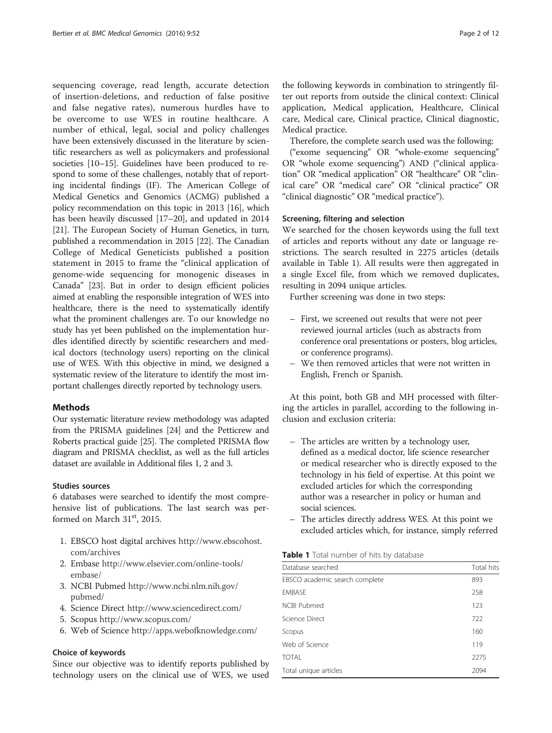sequencing coverage, read length, accurate detection of insertion-deletions, and reduction of false positive and false negative rates), numerous hurdles have to be overcome to use WES in routine healthcare. A number of ethical, legal, social and policy challenges have been extensively discussed in the literature by scientific researchers as well as policymakers and professional societies [10–15]. Guidelines have been produced to respond to some of these challenges, notably that of reporting incidental findings (IF). The American College of Medical Genetics and Genomics (ACMG) published a policy recommendation on this topic in 2013 [16], which has been heavily discussed [17–20], and updated in 2014 [21]. The European Society of Human Genetics, in turn, published a recommendation in 2015 [22]. The Canadian College of Medical Geneticists published a position statement in 2015 to frame the "clinical application of genome-wide sequencing for monogenic diseases in Canada" [23]. But in order to design efficient policies aimed at enabling the responsible integration of WES into healthcare, there is the need to systematically identify what the prominent challenges are. To our knowledge no study has yet been published on the implementation hurdles identified directly by scientific researchers and medical doctors (technology users) reporting on the clinical use of WES. With this objective in mind, we designed a systematic review of the literature to identify the most important challenges directly reported by technology users.

## Methods

Our systematic literature review methodology was adapted from the PRISMA guidelines [24] and the Petticrew and Roberts practical guide [25]. The completed PRISMA flow diagram and PRISMA checklist, as well as the full articles dataset are available in Additional files 1, 2 and 3.

### Studies sources

6 databases were searched to identify the most comprehensive list of publications. The last search was performed on March 31st, 2015.

1. EBSCO host digital archives http://www.ebscohost.com/archives
2. Embase http://www.elsevier.com/online-tools/embase/
3. NCBI Pubmed http://www.ncbi.nlm.nih.gov/pubmed/
4. Science Direct http://www.sciencedirect.com/
5. Scopus http://www.scopus.com/
6. Web of Science http://apps.webofknowledge.com/

### Choice of keywords

Since our objective was to identify reports published by technology users on the clinical use of WES, we used the following keywords in combination to stringently filter out reports from outside the clinical context: Clinical application, Medical application, Healthcare, Clinical care, Medical care, Clinical practice, Clinical diagnostic, Medical practice.

Therefore, the complete search used was the following: ("exome sequencing" OR "whole-exome sequencing" OR "whole exome sequencing") AND ("clinical application" OR "medical application" OR "healthcare" OR "clinical care" OR "medical care" OR "clinical practice" OR "clinical diagnostic" OR "medical practice").

### Screening, filtering and selection

We searched for the chosen keywords using the full text of articles and reports without any date or language restrictions. The search resulted in 2275 articles (details available in Table 1). All results were then aggregated in a single Excel file, from which we removed duplicates, resulting in 2094 unique articles.

Further screening was done in two steps:

- First, we screened out results that were not peer reviewed journal articles (such as abstracts from conference oral presentations or posters, blog articles, or conference programs).
- We then removed articles that were not written in English, French or Spanish.

At this point, both GB and MH processed with filtering the articles in parallel, according to the following inclusion and exclusion criteria:

- The articles are written by a technology user, defined as a medical doctor, life science researcher or medical researcher who is directly exposed to the technology in his field of expertise. At this point we excluded articles for which the corresponding author was a researcher in policy or human and social sciences.
- The articles directly address WES. At this point we excluded articles which, for instance, simply referred

**Table 1** Total number of hits by database

| Database searched | Total hits |
|---|---|
| EBSCO academic search complete | 893 |
| EMBASE | 258 |
| NCBI Pubmed | 123 |
| Science Direct | 722 |
| Scopus | 160 |
| Web of Science | 119 |
| TOTAL | 2275 |
| Total unique articles | 2094 |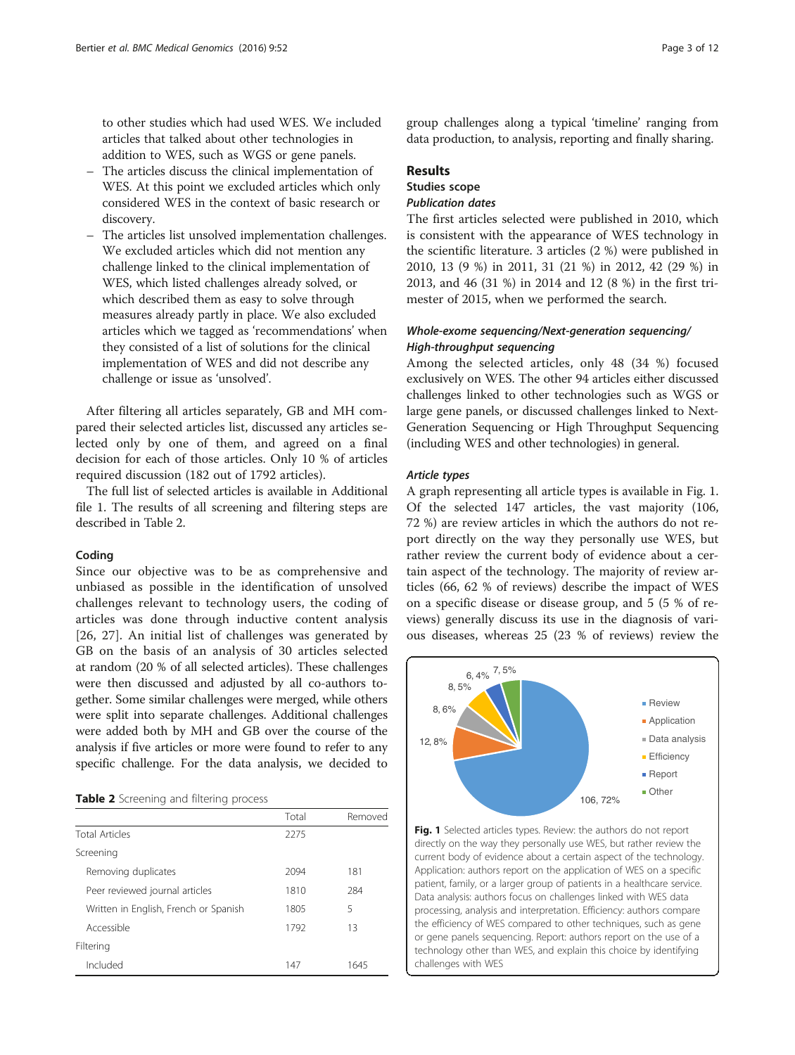to other studies which had used WES. We included articles that talked about other technologies in addition to WES, such as WGS or gene panels.

- The articles discuss the clinical implementation of WES. At this point we excluded articles which only considered WES in the context of basic research or discovery.
- The articles list unsolved implementation challenges. We excluded articles which did not mention any challenge linked to the clinical implementation of WES, which listed challenges already solved, or which described them as easy to solve through measures already partly in place. We also excluded articles which we tagged as 'recommendations' when they consisted of a list of solutions for the clinical implementation of WES and did not describe any challenge or issue as 'unsolved'.

After filtering all articles separately, GB and MH compared their selected articles list, discussed any articles selected only by one of them, and agreed on a final decision for each of those articles. Only 10 % of articles required discussion (182 out of 1792 articles).

The full list of selected articles is available in Additional file 1. The results of all screening and filtering steps are described in Table 2.

### Coding

Since our objective was to be as comprehensive and unbiased as possible in the identification of unsolved challenges relevant to technology users, the coding of articles was done through inductive content analysis [26, 27]. An initial list of challenges was generated by GB on the basis of an analysis of 30 articles selected at random (20 % of all selected articles). These challenges were then discussed and adjusted by all co-authors together. Some similar challenges were merged, while others were split into separate challenges. Additional challenges were added both by MH and GB over the course of the analysis if five articles or more were found to refer to any specific challenge. For the data analysis, we decided to group challenges along a typical 'timeline' ranging from data production, to analysis, reporting and finally sharing.

**Table 2** Screening and filtering process

| | Total | Removed |
|---|---|---|
| Total Articles | 2275 | |
| Screening | | |
| Removing duplicates | 2094 | 181 |
| Peer reviewed journal articles | 1810 | 284 |
| Written in English, French or Spanish | 1805 | 5 |
| Accessible | 1792 | 13 |
| Filtering | | |
| Included | 147 | 1645 |

## Results

### Studies scope

#### *Publication dates*

The first articles selected were published in 2010, which is consistent with the appearance of WES technology in the scientific literature. 3 articles (2 %) were published in 2010, 13 (9 %) in 2011, 31 (21 %) in 2012, 42 (29 %) in 2013, and 46 (31 %) in 2014 and 12 (8 %) in the first trimester of 2015, when we performed the search.

#### *Whole-exome sequencing/Next-generation sequencing/High-throughput sequencing*

Among the selected articles, only 48 (34 %) focused exclusively on WES. The other 94 articles either discussed challenges linked to other technologies such as WGS or large gene panels, or discussed challenges linked to Next-Generation Sequencing or High Throughput Sequencing (including WES and other technologies) in general.

#### *Article types*

A graph representing all article types is available in Fig. 1. Of the selected 147 articles, the vast majority (106, 72 %) are review articles in which the authors do not report directly on the way they personally use WES, but rather review the current body of evidence about a certain aspect of the technology. The majority of review articles (66, 62 % of reviews) describe the impact of WES on a specific disease or disease group, and 5 (5 % of reviews) generally discuss its use in the diagnosis of various diseases, whereas 25 (23 % of reviews) review the

**Fig. 1** Selected articles types. Review: the authors do not report directly on the way they personally use WES, but rather review the current body of evidence about a certain aspect of the technology. Application: authors report on the application of WES on a specific patient, family, or a larger group of patients in a healthcare service. Data analysis: authors focus on challenges linked with WES data processing, analysis and interpretation. Efficiency: authors compare the efficiency of WES compared to other techniques, such as gene or gene panels sequencing. Report: authors report on the use of a technology other than WES, and explain this choice by identifying challenges with WES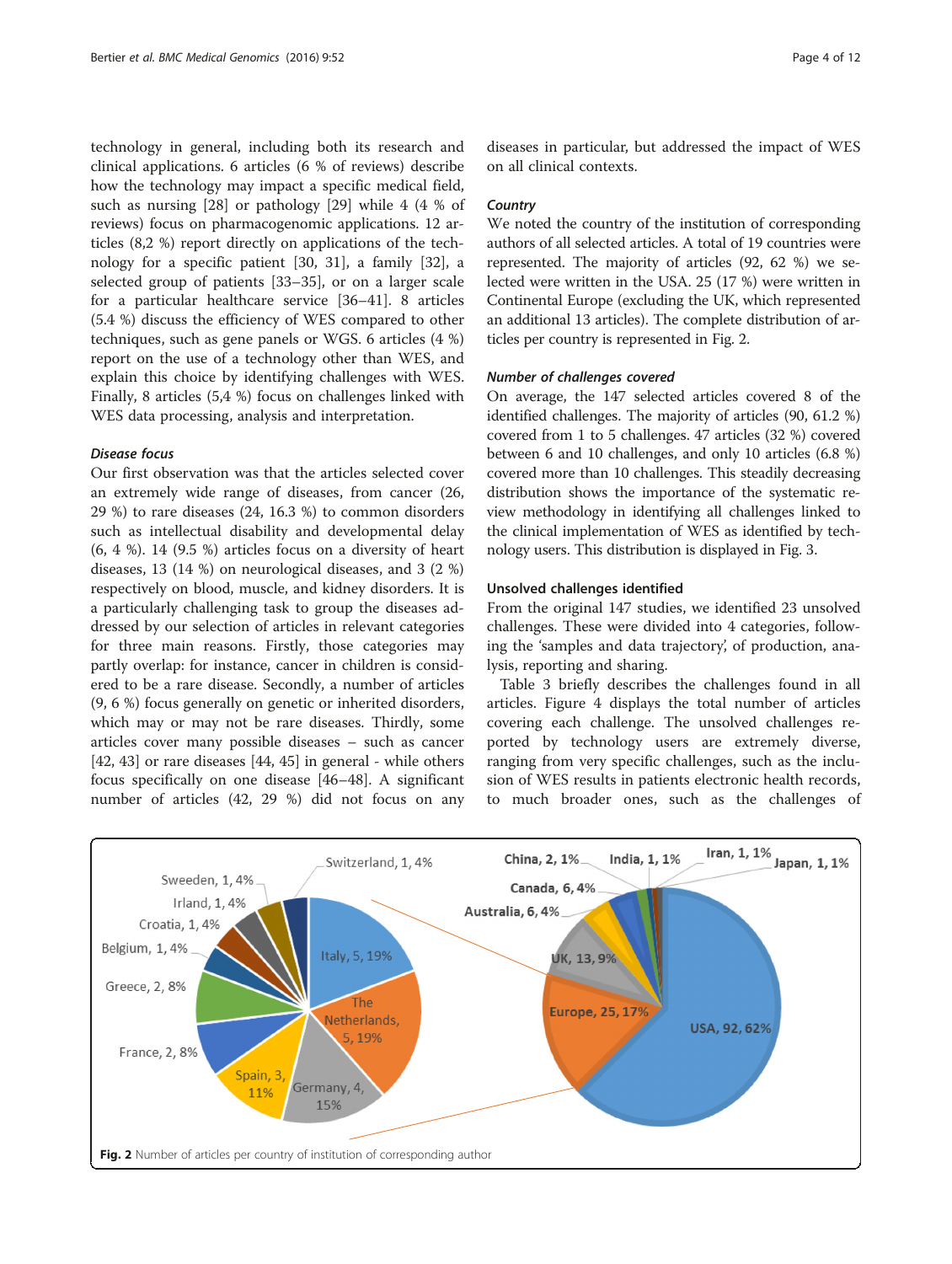technology in general, including both its research and clinical applications. 6 articles (6 % of reviews) describe how the technology may impact a specific medical field, such as nursing [28] or pathology [29] while 4 (4 % of reviews) focus on pharmacogenomic applications. 12 articles (8,2 %) report directly on applications of the technology for a specific patient [30, 31], a family [32], a selected group of patients [33–35], or on a larger scale for a particular healthcare service [36–41]. 8 articles (5.4 %) discuss the efficiency of WES compared to other techniques, such as gene panels or WGS. 6 articles (4 %) report on the use of a technology other than WES, and explain this choice by identifying challenges with WES. Finally, 8 articles (5,4 %) focus on challenges linked with WES data processing, analysis and interpretation.

### *Disease focus*

Our first observation was that the articles selected cover an extremely wide range of diseases, from cancer (26, 29 %) to rare diseases (24, 16.3 %) to common disorders such as intellectual disability and developmental delay (6, 4 %). 14 (9.5 %) articles focus on a diversity of heart diseases, 13 (14 %) on neurological diseases, and 3 (2 %) respectively on blood, muscle, and kidney disorders. It is a particularly challenging task to group the diseases addressed by our selection of articles in relevant categories for three main reasons. Firstly, those categories may partly overlap: for instance, cancer in children is considered to be a rare disease. Secondly, a number of articles (9, 6 %) focus generally on genetic or inherited disorders, which may or may not be rare diseases. Thirdly, some articles cover many possible diseases – such as cancer [42, 43] or rare diseases [44, 45] in general - while others focus specifically on one disease [46–48]. A significant number of articles (42, 29 %) did not focus on any diseases in particular, but addressed the impact of WES on all clinical contexts.

### *Country*

We noted the country of the institution of corresponding authors of all selected articles. A total of 19 countries were represented. The majority of articles (92, 62 %) we selected were written in the USA. 25 (17 %) were written in Continental Europe (excluding the UK, which represented an additional 13 articles). The complete distribution of articles per country is represented in Fig. 2.

### *Number of challenges covered*

On average, the 147 selected articles covered 8 of the identified challenges. The majority of articles (90, 61.2 %) covered from 1 to 5 challenges. 47 articles (32 %) covered between 6 and 10 challenges, and only 10 articles (6.8 %) covered more than 10 challenges. This steadily decreasing distribution shows the importance of the systematic review methodology in identifying all challenges linked to the clinical implementation of WES as identified by technology users. This distribution is displayed in Fig. 3.

## Unsolved challenges identified

From the original 147 studies, we identified 23 unsolved challenges. These were divided into 4 categories, following the 'samples and data trajectory', of production, analysis, reporting and sharing.

Table 3 briefly describes the challenges found in all articles. Figure 4 displays the total number of articles covering each challenge. The unsolved challenges reported by technology users are extremely diverse, ranging from very specific challenges, such as the inclusion of WES results in patients electronic health records, to much broader ones, such as the challenges of

**Fig. 2** Number of articles per country of institution of corresponding author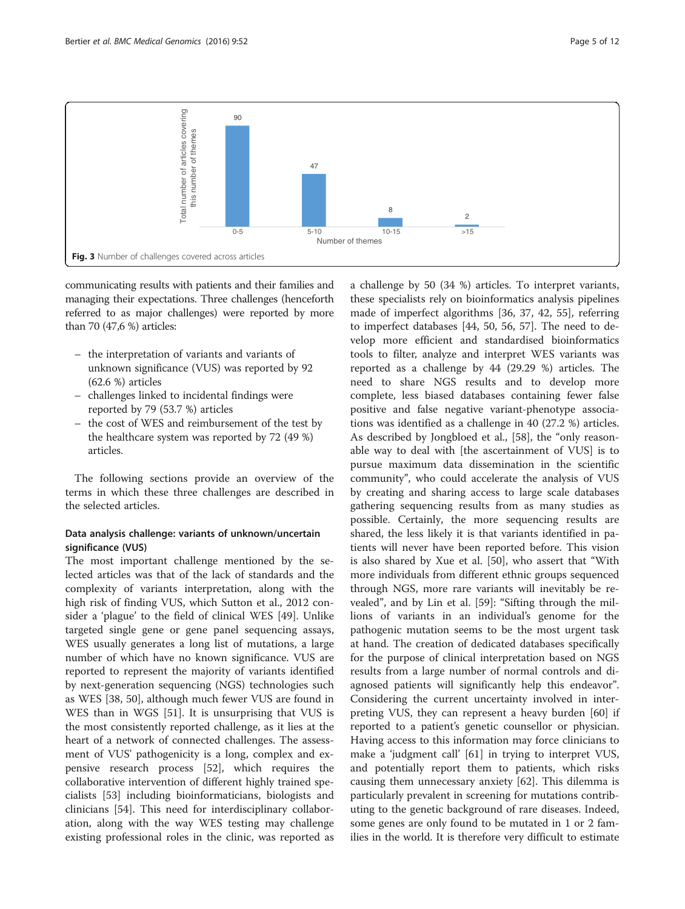Fig. 3 Number of challenges covered across articles

communicating results with patients and their families and managing their expectations. Three challenges (henceforth referred to as major challenges) were reported by more than 70 (47,6 %) articles:

- the interpretation of variants and variants of unknown significance (VUS) was reported by 92 (62.6 %) articles
- challenges linked to incidental findings were reported by 79 (53.7 %) articles
- the cost of WES and reimbursement of the test by the healthcare system was reported by 72 (49 %) articles.

The following sections provide an overview of the terms in which these three challenges are described in the selected articles.

### Data analysis challenge: variants of unknown/uncertain significance (VUS)

The most important challenge mentioned by the selected articles was that of the lack of standards and the complexity of variants interpretation, along with the high risk of finding VUS, which Sutton et al., 2012 consider a 'plague' to the field of clinical WES [49]. Unlike targeted single gene or gene panel sequencing assays, WES usually generates a long list of mutations, a large number of which have no known significance. VUS are reported to represent the majority of variants identified by next-generation sequencing (NGS) technologies such as WES [38, 50], although much fewer VUS are found in WES than in WGS [51]. It is unsurprising that VUS is the most consistently reported challenge, as it lies at the heart of a network of connected challenges. The assessment of VUS' pathogenicity is a long, complex and expensive research process [52], which requires the collaborative intervention of different highly trained specialists [53] including bioinformaticians, biologists and clinicians [54]. This need for interdisciplinary collaboration, along with the way WES testing may challenge existing professional roles in the clinic, was reported as a challenge by 50 (34 %) articles. To interpret variants, these specialists rely on bioinformatics analysis pipelines made of imperfect algorithms [36, 37, 42, 55], referring to imperfect databases [44, 50, 56, 57]. The need to develop more efficient and standardised bioinformatics tools to filter, analyze and interpret WES variants was reported as a challenge by 44 (29.29 %) articles. The need to share NGS results and to develop more complete, less biased databases containing fewer false positive and false negative variant-phenotype associations was identified as a challenge in 40 (27.2 %) articles. As described by Jongbloed et al., [58], the "only reasonable way to deal with [the ascertainment of VUS] is to pursue maximum data dissemination in the scientific community", who could accelerate the analysis of VUS by creating and sharing access to large scale databases gathering sequencing results from as many studies as possible. Certainly, the more sequencing results are shared, the less likely it is that variants identified in patients will never have been reported before. This vision is also shared by Xue et al. [50], who assert that "With more individuals from different ethnic groups sequenced through NGS, more rare variants will inevitably be revealed", and by Lin et al. [59]: "Sifting through the millions of variants in an individual's genome for the pathogenic mutation seems to be the most urgent task at hand. The creation of dedicated databases specifically for the purpose of clinical interpretation based on NGS results from a large number of normal controls and diagnosed patients will significantly help this endeavor". Considering the current uncertainty involved in interpreting VUS, they can represent a heavy burden [60] if reported to a patient's genetic counsellor or physician. Having access to this information may force clinicians to make a 'judgment call' [61] in trying to interpret VUS, and potentially report them to patients, which risks causing them unnecessary anxiety [62]. This dilemma is particularly prevalent in screening for mutations contributing to the genetic background of rare diseases. Indeed, some genes are only found to be mutated in 1 or 2 families in the world. It is therefore very difficult to estimate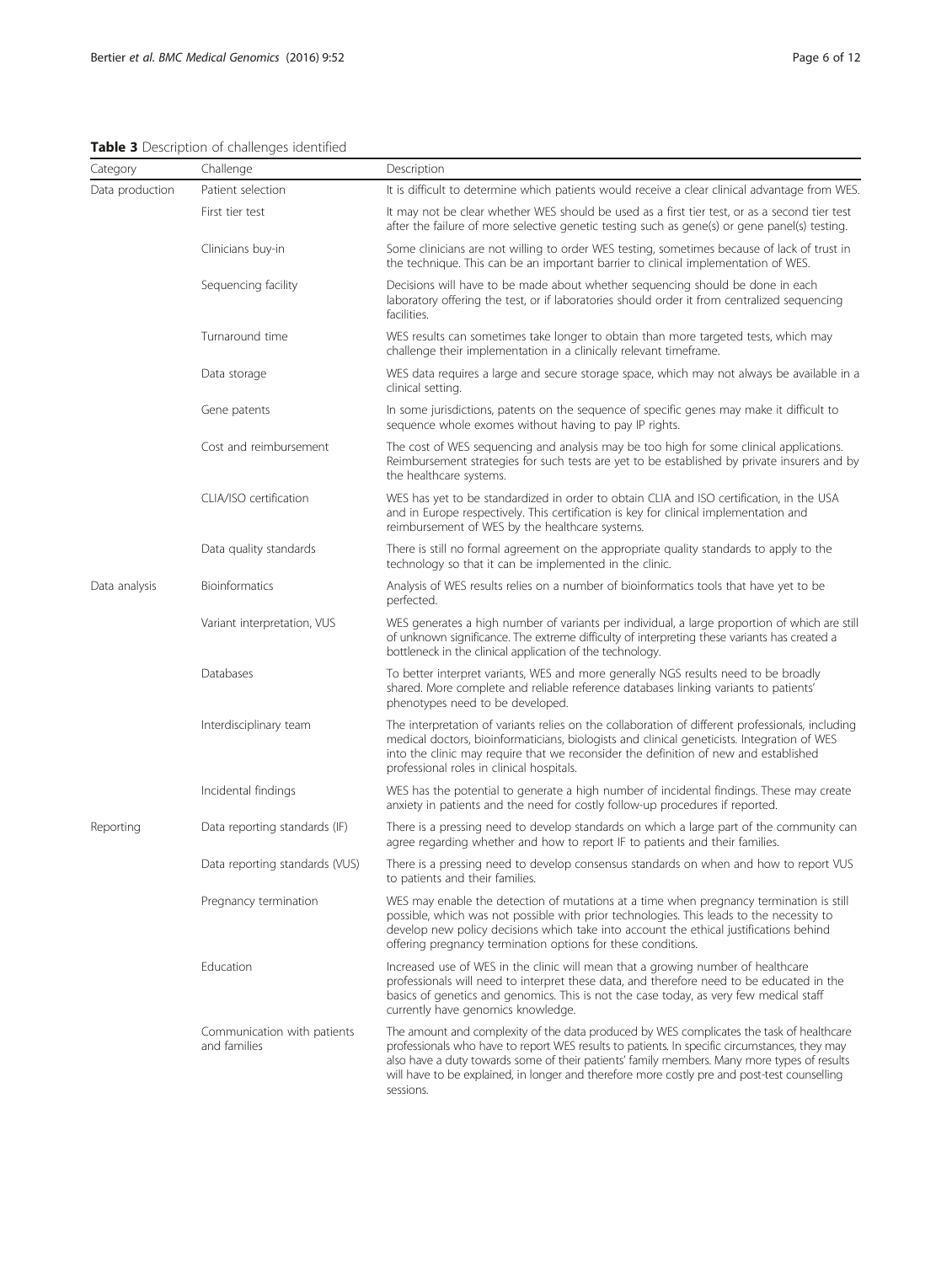**Table 3** Description of challenges identified

| Category | Challenge | Description |
|---|---|---|
| Data production | Patient selection | It is difficult to determine which patients would receive a clear clinical advantage from WES. |
| | First tier test | It may not be clear whether WES should be used as a first tier test, or as a second tier test after the failure of more selective genetic testing such as gene(s) or gene panel(s) testing. |
| | Clinicians buy-in | Some clinicians are not willing to order WES testing, sometimes because of lack of trust in the technique. This can be an important barrier to clinical implementation of WES. |
| | Sequencing facility | Decisions will have to be made about whether sequencing should be done in each laboratory offering the test, or if laboratories should order it from centralized sequencing facilities. |
| | Turnaround time | WES results can sometimes take longer to obtain than more targeted tests, which may challenge their implementation in a clinically relevant timeframe. |
| | Data storage | WES data requires a large and secure storage space, which may not always be available in a clinical setting. |
| | Gene patents | In some jurisdictions, patents on the sequence of specific genes may make it difficult to sequence whole exomes without having to pay IP rights. |
| | Cost and reimbursement | The cost of WES sequencing and analysis may be too high for some clinical applications. Reimbursement strategies for such tests are yet to be established by private insurers and by the healthcare systems. |
| | CLIA/ISO certification | WES has yet to be standardized in order to obtain CLIA and ISO certification, in the USA and in Europe respectively. This certification is key for clinical implementation and reimbursement of WES by the healthcare systems. |
| | Data quality standards | There is still no formal agreement on the appropriate quality standards to apply to the technology so that it can be implemented in the clinic. |
| Data analysis | Bioinformatics | Analysis of WES results relies on a number of bioinformatics tools that have yet to be perfected. |
| | Variant interpretation, VUS | WES generates a high number of variants per individual, a large proportion of which are still of unknown significance. The extreme difficulty of interpreting these variants has created a bottleneck in the clinical application of the technology. |
| | Databases | To better interpret variants, WES and more generally NGS results need to be broadly shared. More complete and reliable reference databases linking variants to patients' phenotypes need to be developed. |
| | Interdisciplinary team | The interpretation of variants relies on the collaboration of different professionals, including medical doctors, bioinformaticians, biologists and clinical geneticists. Integration of WES into the clinic may require that we reconsider the definition of new and established professional roles in clinical hospitals. |
| | Incidental findings | WES has the potential to generate a high number of incidental findings. These may create anxiety in patients and the need for costly follow-up procedures if reported. |
| Reporting | Data reporting standards (IF) | There is a pressing need to develop standards on which a large part of the community can agree regarding whether and how to report IF to patients and their families. |
| | Data reporting standards (VUS) | There is a pressing need to develop consensus standards on when and how to report VUS to patients and their families. |
| | Pregnancy termination | WES may enable the detection of mutations at a time when pregnancy termination is still possible, which was not possible with prior technologies. This leads to the necessity to develop new policy decisions which take into account the ethical justifications behind offering pregnancy termination options for these conditions. |
| | Education | Increased use of WES in the clinic will mean that a growing number of healthcare professionals will need to interpret these data, and therefore need to be educated in the basics of genetics and genomics. This is not the case today, as very few medical staff currently have genomics knowledge. |
| | Communication with patients and families | The amount and complexity of the data produced by WES complicates the task of healthcare professionals who have to report WES results to patients. In specific circumstances, they may also have a duty towards some of their patients' family members. Many more types of results will have to be explained, in longer and therefore more costly pre and post-test counselling sessions. |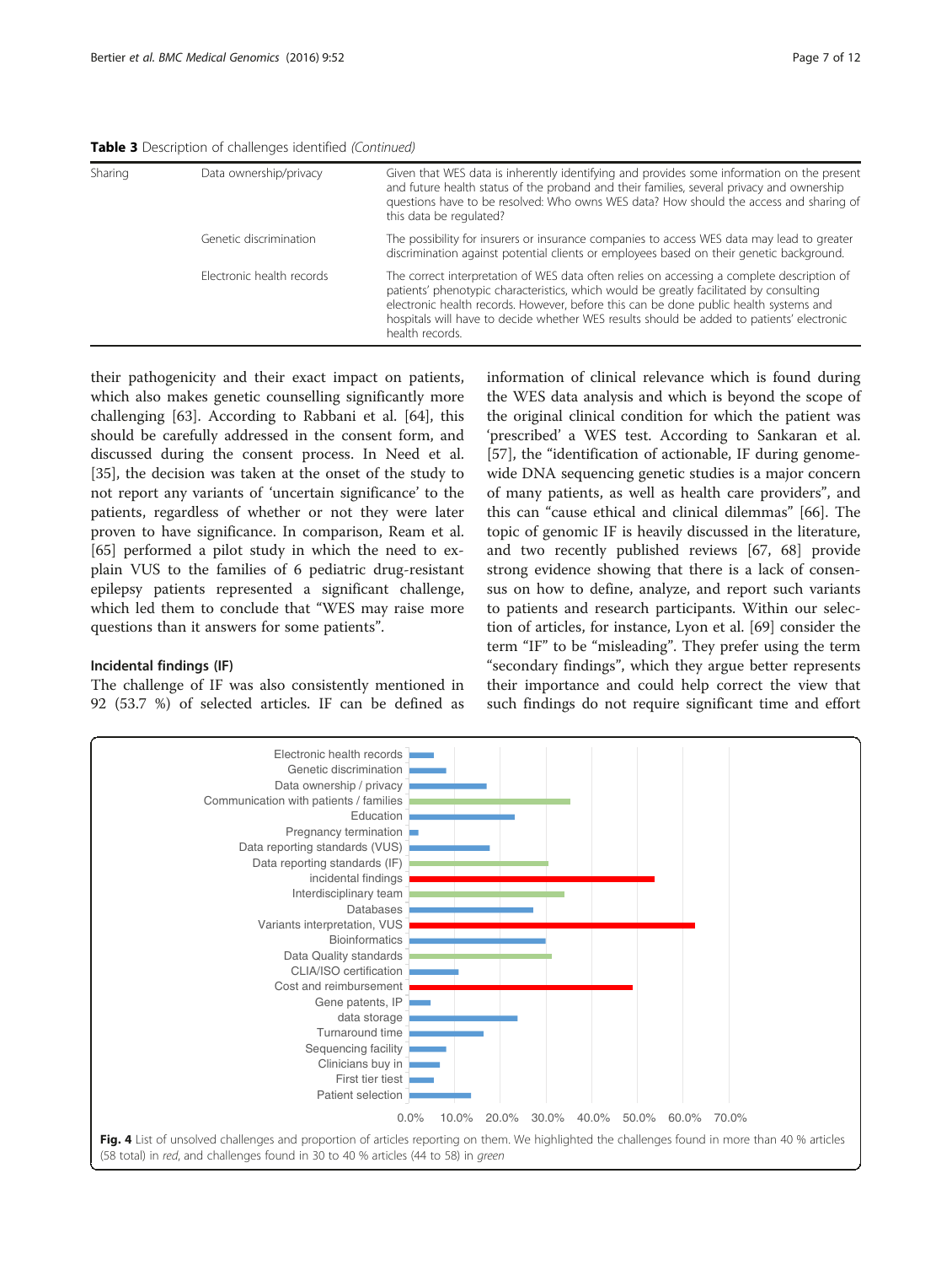**Table 3** Description of challenges identified *(Continued)*

| | | |
|---|---|---|
| Sharing | Data ownership/privacy | Given that WES data is inherently identifying and provides some information on the present and future health status of the proband and their families, several privacy and ownership questions have to be resolved: Who owns WES data? How should the access and sharing of this data be regulated? |
| | Genetic discrimination | The possibility for insurers or insurance companies to access WES data may lead to greater discrimination against potential clients or employees based on their genetic background. |
| | Electronic health records | The correct interpretation of WES data often relies on accessing a complete description of patients' phenotypic characteristics, which would be greatly facilitated by consulting electronic health records. However, before this can be done public health systems and hospitals will have to decide whether WES results should be added to patients' electronic health records. |

their pathogenicity and their exact impact on patients, which also makes genetic counselling significantly more challenging [63]. According to Rabbani et al. [64], this should be carefully addressed in the consent form, and discussed during the consent process. In Need et al. [35], the decision was taken at the onset of the study to not report any variants of 'uncertain significance' to the patients, regardless of whether or not they were later proven to have significance. In comparison, Ream et al. [65] performed a pilot study in which the need to explain VUS to the families of 6 pediatric drug-resistant epilepsy patients represented a significant challenge, which led them to conclude that "WES may raise more questions than it answers for some patients".

#### Incidental findings (IF)

The challenge of IF was also consistently mentioned in 92 (53.7 %) of selected articles. IF can be defined as information of clinical relevance which is found during the WES data analysis and which is beyond the scope of the original clinical condition for which the patient was 'prescribed' a WES test. According to Sankaran et al. [57], the "identification of actionable, IF during genome-wide DNA sequencing genetic studies is a major concern of many patients, as well as health care providers", and this can "cause ethical and clinical dilemmas" [66]. The topic of genomic IF is heavily discussed in the literature, and two recently published reviews [67, 68] provide strong evidence showing that there is a lack of consensus on how to define, analyze, and report such variants to patients and research participants. Within our selection of articles, for instance, Lyon et al. [69] consider the term "IF" to be "misleading". They prefer using the term "secondary findings", which they argue better represents their importance and could help correct the view that such findings do not require significant time and effort

**Fig. 4** List of unsolved challenges and proportion of articles reporting on them. We highlighted the challenges found in more than 40 % articles (58 total) in *red*, and challenges found in 30 to 40 % articles (44 to 58) in *green*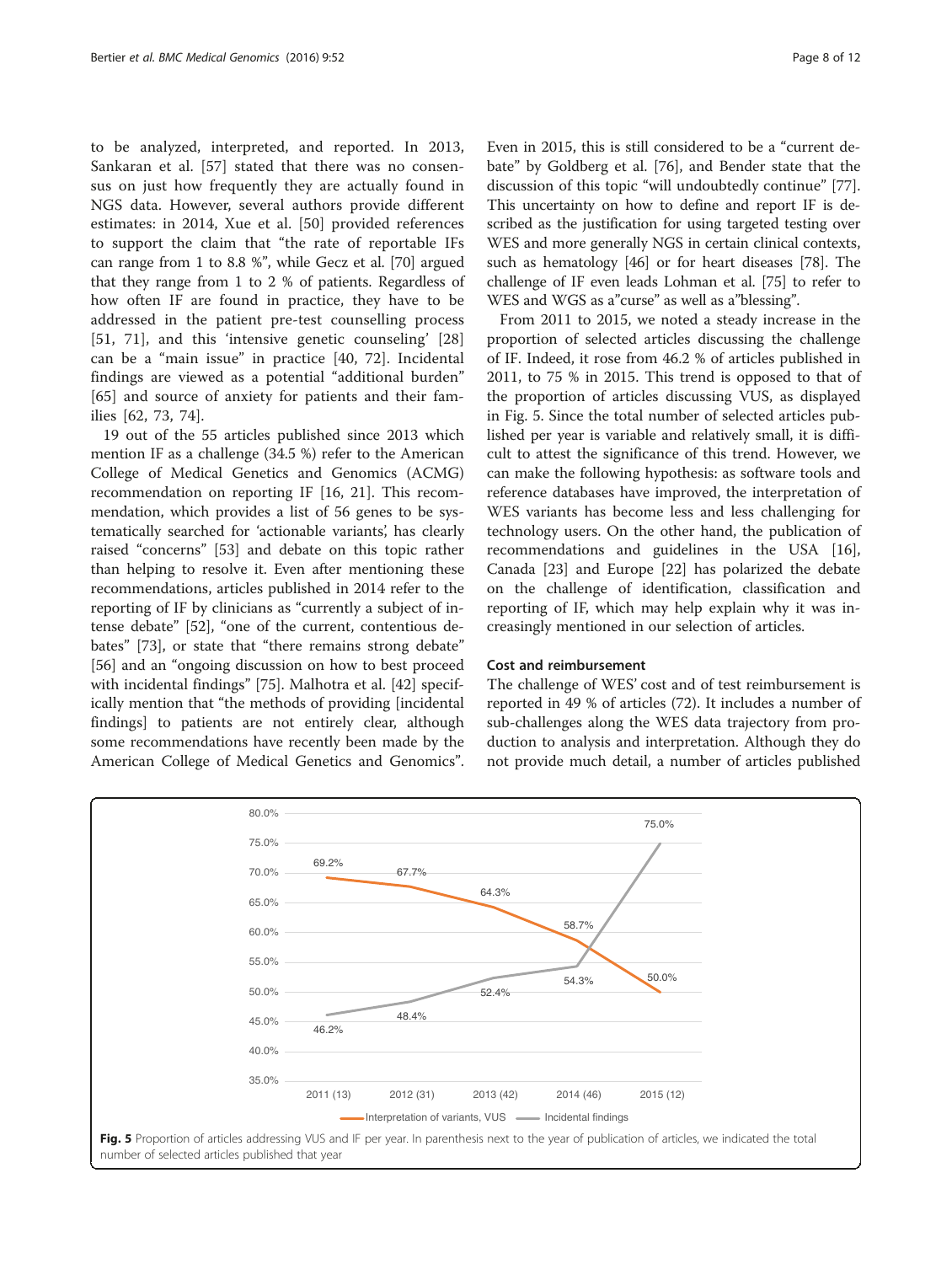to be analyzed, interpreted, and reported. In 2013, Sankaran et al. [57] stated that there was no consensus on just how frequently they are actually found in NGS data. However, several authors provide different estimates: in 2014, Xue et al. [50] provided references to support the claim that "the rate of reportable IFs can range from 1 to 8.8 %", while Gecz et al. [70] argued that they range from 1 to 2 % of patients. Regardless of how often IF are found in practice, they have to be addressed in the patient pre-test counselling process [51, 71], and this 'intensive genetic counseling' [28] can be a "main issue" in practice [40, 72]. Incidental findings are viewed as a potential "additional burden" [65] and source of anxiety for patients and their families [62, 73, 74].

19 out of the 55 articles published since 2013 which mention IF as a challenge (34.5 %) refer to the American College of Medical Genetics and Genomics (ACMG) recommendation on reporting IF [16, 21]. This recommendation, which provides a list of 56 genes to be systematically searched for 'actionable variants', has clearly raised "concerns" [53] and debate on this topic rather than helping to resolve it. Even after mentioning these recommendations, articles published in 2014 refer to the reporting of IF by clinicians as "currently a subject of intense debate" [52], "one of the current, contentious debates" [73], or state that "there remains strong debate" [56] and an "ongoing discussion on how to best proceed with incidental findings" [75]. Malhotra et al. [42] specifically mention that "the methods of providing [incidental findings] to patients are not entirely clear, although some recommendations have recently been made by the American College of Medical Genetics and Genomics". Even in 2015, this is still considered to be a "current debate" by Goldberg et al. [76], and Bender state that the discussion of this topic "will undoubtedly continue" [77]. This uncertainty on how to define and report IF is described as the justification for using targeted testing over WES and more generally NGS in certain clinical contexts, such as hematology [46] or for heart diseases [78]. The challenge of IF even leads Lohman et al. [75] to refer to WES and WGS as a"curse" as well as a"blessing".

From 2011 to 2015, we noted a steady increase in the proportion of selected articles discussing the challenge of IF. Indeed, it rose from 46.2 % of articles published in 2011, to 75 % in 2015. This trend is opposed to that of the proportion of articles discussing VUS, as displayed in Fig. 5. Since the total number of selected articles published per year is variable and relatively small, it is difficult to attest the significance of this trend. However, we can make the following hypothesis: as software tools and reference databases have improved, the interpretation of WES variants has become less and less challenging for technology users. On the other hand, the publication of recommendations and guidelines in the USA [16], Canada [23] and Europe [22] has polarized the debate on the challenge of identification, classification and reporting of IF, which may help explain why it was increasingly mentioned in our selection of articles.

### Cost and reimbursement

The challenge of WES' cost and of test reimbursement is reported in 49 % of articles (72). It includes a number of sub-challenges along the WES data trajectory from production to analysis and interpretation. Although they do not provide much detail, a number of articles published

**Fig. 5** Proportion of articles addressing VUS and IF per year. In parenthesis next to the year of publication of articles, we indicated the total number of selected articles published that year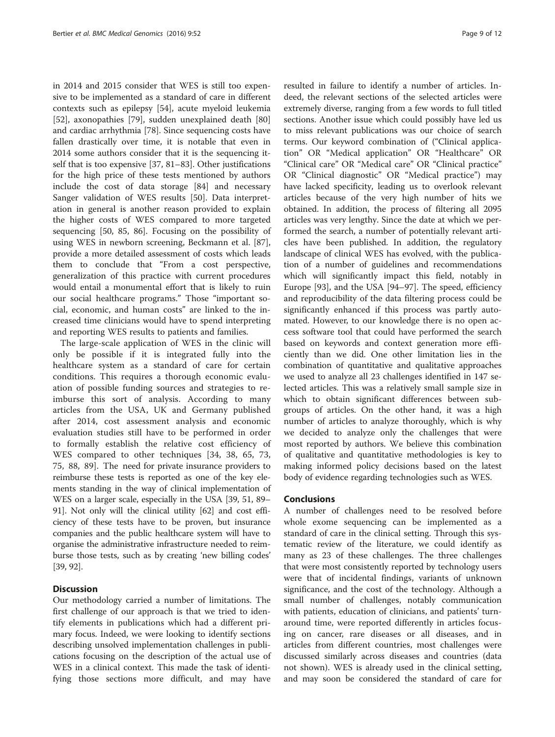in 2014 and 2015 consider that WES is still too expensive to be implemented as a standard of care in different contexts such as epilepsy [54], acute myeloid leukemia [52], axonopathies [79], sudden unexplained death [80] and cardiac arrhythmia [78]. Since sequencing costs have fallen drastically over time, it is notable that even in 2014 some authors consider that it is the sequencing itself that is too expensive [37, 81–83]. Other justifications for the high price of these tests mentioned by authors include the cost of data storage [84] and necessary Sanger validation of WES results [50]. Data interpretation in general is another reason provided to explain the higher costs of WES compared to more targeted sequencing [50, 85, 86]. Focusing on the possibility of using WES in newborn screening, Beckmann et al. [87], provide a more detailed assessment of costs which leads them to conclude that "From a cost perspective, generalization of this practice with current procedures would entail a monumental effort that is likely to ruin our social healthcare programs." Those "important social, economic, and human costs" are linked to the increased time clinicians would have to spend interpreting and reporting WES results to patients and families.

The large-scale application of WES in the clinic will only be possible if it is integrated fully into the healthcare system as a standard of care for certain conditions. This requires a thorough economic evaluation of possible funding sources and strategies to reimburse this sort of analysis. According to many articles from the USA, UK and Germany published after 2014, cost assessment analysis and economic evaluation studies still have to be performed in order to formally establish the relative cost efficiency of WES compared to other techniques [34, 38, 65, 73, 75, 88, 89]. The need for private insurance providers to reimburse these tests is reported as one of the key elements standing in the way of clinical implementation of WES on a larger scale, especially in the USA [39, 51, 89–91]. Not only will the clinical utility [62] and cost efficiency of these tests have to be proven, but insurance companies and the public healthcare system will have to organise the administrative infrastructure needed to reimburse those tests, such as by creating 'new billing codes' [39, 92].

## Discussion

Our methodology carried a number of limitations. The first challenge of our approach is that we tried to identify elements in publications which had a different primary focus. Indeed, we were looking to identify sections describing unsolved implementation challenges in publications focusing on the description of the actual use of WES in a clinical context. This made the task of identifying those sections more difficult, and may have resulted in failure to identify a number of articles. Indeed, the relevant sections of the selected articles were extremely diverse, ranging from a few words to full titled sections. Another issue which could possibly have led us to miss relevant publications was our choice of search terms. Our keyword combination of ("Clinical application" OR "Medical application" OR "Healthcare" OR "Clinical care" OR "Medical care" OR "Clinical practice" OR "Clinical diagnostic" OR "Medical practice") may have lacked specificity, leading us to overlook relevant articles because of the very high number of hits we obtained. In addition, the process of filtering all 2095 articles was very lengthy. Since the date at which we performed the search, a number of potentially relevant articles have been published. In addition, the regulatory landscape of clinical WES has evolved, with the publication of a number of guidelines and recommendations which will significantly impact this field, notably in Europe [93], and the USA [94–97]. The speed, efficiency and reproducibility of the data filtering process could be significantly enhanced if this process was partly automated. However, to our knowledge there is no open access software tool that could have performed the search based on keywords and context generation more efficiently than we did. One other limitation lies in the combination of quantitative and qualitative approaches we used to analyze all 23 challenges identified in 147 selected articles. This was a relatively small sample size in which to obtain significant differences between subgroups of articles. On the other hand, it was a high number of articles to analyze thoroughly, which is why we decided to analyze only the challenges that were most reported by authors. We believe this combination of qualitative and quantitative methodologies is key to making informed policy decisions based on the latest body of evidence regarding technologies such as WES.

## Conclusions

A number of challenges need to be resolved before whole exome sequencing can be implemented as a standard of care in the clinical setting. Through this systematic review of the literature, we could identify as many as 23 of these challenges. The three challenges that were most consistently reported by technology users were that of incidental findings, variants of unknown significance, and the cost of the technology. Although a small number of challenges, notably communication with patients, education of clinicians, and patients' turnaround time, were reported differently in articles focusing on cancer, rare diseases or all diseases, and in articles from different countries, most challenges were discussed similarly across diseases and countries (data not shown). WES is already used in the clinical setting, and may soon be considered the standard of care for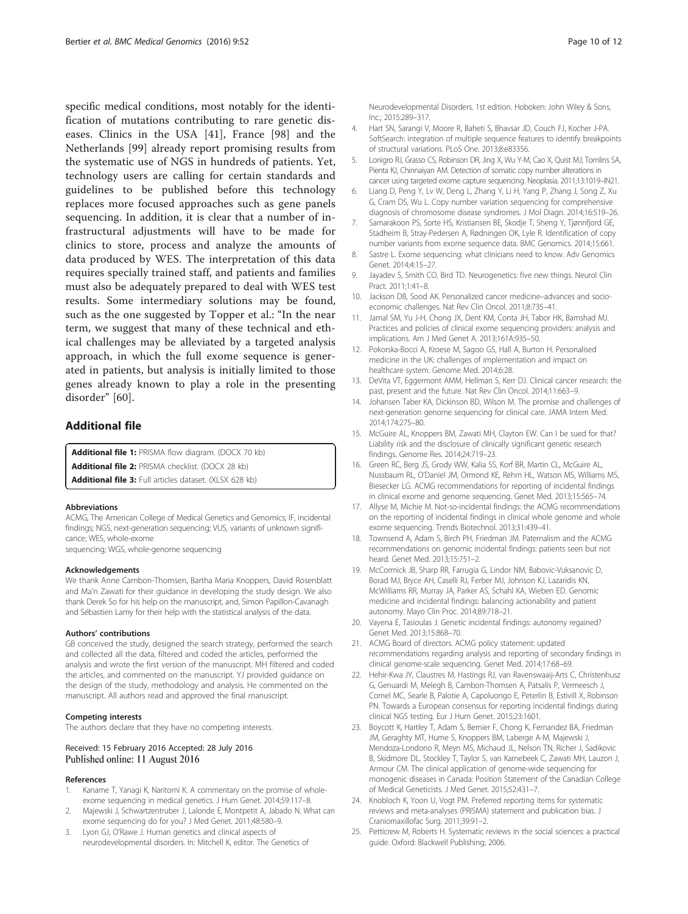specific medical conditions, most notably for the identification of mutations contributing to rare genetic diseases. Clinics in the USA [41], France [98] and the Netherlands [99] already report promising results from the systematic use of NGS in hundreds of patients. Yet, technology users are calling for certain standards and guidelines to be published before this technology replaces more focused approaches such as gene panels sequencing. In addition, it is clear that a number of infrastructural adjustments will have to be made for clinics to store, process and analyze the amounts of data produced by WES. The interpretation of this data requires specially trained staff, and patients and families must also be adequately prepared to deal with WES test results. Some intermediary solutions may be found, such as the one suggested by Topper et al.: "In the near term, we suggest that many of these technical and ethical challenges may be alleviated by a targeted analysis approach, in which the full exome sequence is generated in patients, but analysis is initially limited to those genes already known to play a role in the presenting disorder" [60].

## Additional file

**Additional file 1:** PRISMA flow diagram. (DOCX 70 kb)
**Additional file 2:** PRISMA checklist. (DOCX 28 kb)
**Additional file 3:** Full articles dataset. (XLSX 628 kb)

#### Abbreviations

ACMG, The American College of Medical Genetics and Genomics; IF, incidental findings; NGS, next-generation sequencing; VUS, variants of unknown significance; WES, whole-exome sequencing; WGS, whole-genome sequencing

#### Acknowledgements

We thank Anne Cambon-Thomsen, Bartha Maria Knoppers, David Rosenblatt and Ma'n Zawati for their guidance in developing the study design. We also thank Derek So for his help on the manuscript, and, Simon Papillon-Cavanagh and Sébastien Lamy for their help with the statistical analysis of the data.

#### Authors' contributions

GB conceived the study, designed the search strategy, performed the search and collected all the data, filtered and coded the articles, performed the analysis and wrote the first version of the manuscript. MH filtered and coded the articles, and commented on the manuscript. YJ provided guidance on the design of the study, methodology and analysis. He commented on the manuscript. All authors read and approved the final manuscript.

#### Competing interests

The authors declare that they have no competing interests.

Received: 15 February 2016 Accepted: 28 July 2016
Published online: 11 August 2016

#### References

1. Kaname T, Yanagi K, Naritomi K. A commentary on the promise of whole-exome sequencing in medical genetics. J Hum Genet. 2014;59:117–8.
2. Majewski J, Schwartzentruber J, Lalonde E, Montpetit A, Jabado N. What can exome sequencing do for you? J Med Genet. 2011;48:580–9.
3. Lyon GJ, O'Rawe J. Human genetics and clinical aspects of neurodevelopmental disorders. In: Mitchell K, editor. The Genetics of Neurodevelopmental Disorders. 1st edition. Hoboken: John Wiley & Sons, Inc.; 2015:289–317.
4. Hart SN, Sarangi V, Moore R, Baheti S, Bhavsar JD, Couch FJ, Kocher J-PA. SoftSearch: integration of multiple sequence features to identify breakpoints of structural variations. PLoS One. 2013;8:e83356.
5. Lonigro RJ, Grasso CS, Robinson DR, Jing X, Wu Y-M, Cao X, Quist MJ, Tomlins SA, Pienta KJ, Chinnaiyan AM. Detection of somatic copy number alterations in cancer using targeted exome capture sequencing. Neoplasia. 2011;13:1019–IN21.
6. Liang D, Peng Y, Lv W, Deng L, Zhang Y, Li H, Yang P, Zhang J, Song Z, Xu G, Cram DS, Wu L. Copy number variation sequencing for comprehensive diagnosis of chromosome disease syndromes. J Mol Diagn. 2014;16:519–26.
7. Samarakoon PS, Sorte HS, Kristiansen BE, Skodje T, Sheng Y, Tjønnfjord GE, Stadheim B, Stray-Pedersen A, Rødningen OK, Lyle R. Identification of copy number variants from exome sequence data. BMC Genomics. 2014;15:661.
8. Sastre L. Exome sequencing: what clinicians need to know. Adv Genomics Genet. 2014;4:15–27.
9. Jayadev S, Smith CO, Bird TD. Neurogenetics: five new things. Neurol Clin Pract. 2011;1:41–8.
10. Jackson DB, Sood AK. Personalized cancer medicine–advances and socio-economic challenges. Nat Rev Clin Oncol. 2011;8:735–41.
11. Jamal SM, Yu J-H, Chong JX, Dent KM, Conta JH, Tabor HK, Bamshad MJ. Practices and policies of clinical exome sequencing providers: analysis and implications. Am J Med Genet A. 2013;161A:935–50.
12. Pokorska-Bocci A, Kroese M, Sagoo GS, Hall A, Burton H. Personalised medicine in the UK: challenges of implementation and impact on healthcare system. Genome Med. 2014;6:28.
13. DeVita VT, Eggermont AMM, Hellman S, Kerr DJ. Clinical cancer research: the past, present and the future. Nat Rev Clin Oncol. 2014;11:663–9.
14. Johansen Taber KA, Dickinson BD, Wilson M. The promise and challenges of next-generation genome sequencing for clinical care. JAMA Intern Med. 2014;174:275–80.
15. McGuire AL, Knoppers BM, Zawati MH, Clayton EW. Can I be sued for that? Liability risk and the disclosure of clinically significant genetic research findings. Genome Res. 2014;24:719–23.
16. Green RC, Berg JS, Grody WW, Kalia SS, Korf BR, Martin CL, McGuire AL, Nussbaum RL, O'Daniel JM, Ormond KE, Rehm HL, Watson MS, Williams MS, Biesecker LG. ACMG recommendations for reporting of incidental findings in clinical exome and genome sequencing. Genet Med. 2013;15:565–74.
17. Allyse M, Michie M. Not-so-incidental findings: the ACMG recommendations on the reporting of incidental findings in clinical whole genome and whole exome sequencing. Trends Biotechnol. 2013;31:439–41.
18. Townsend A, Adam S, Birch PH, Friedman JM. Paternalism and the ACMG recommendations on genomic incidental findings: patients seen but not heard. Genet Med. 2013;15:751–2.
19. McCormick JB, Sharp RR, Farrugia G, Lindor NM, Babovic-Vuksanovic D, Borad MJ, Bryce AH, Caselli RJ, Ferber MJ, Johnson KJ, Lazaridis KN, McWilliams RR, Murray JA, Parker AS, Schahl KA, Wieben ED. Genomic medicine and incidental findings: balancing actionability and patient autonomy. Mayo Clin Proc. 2014;89:718–21.
20. Vayena E, Tasioulas J. Genetic incidental findings: autonomy regained? Genet Med. 2013;15:868–70.
21. ACMG Board of directors. ACMG policy statement: updated recommendations regarding analysis and reporting of secondary findings in clinical genome-scale sequencing. Genet Med. 2014;17:68–69.
22. Hehir-Kwa JY, Claustres M, Hastings RJ, van Ravenswaaij-Arts C, Christenhusz G, Genuardi M, Melegh B, Cambon-Thomsen A, Patsalis P, Vermeesch J, Cornel MC, Searle B, Palotie A, Capoluongo E, Peterlin B, Estivill X, Robinson PN. Towards a European consensus for reporting incidental findings during clinical NGS testing. Eur J Hum Genet. 2015;23:1601.
23. Boycott K, Hartley T, Adam S, Bernier F, Chong K, Fernandez BA, Friedman JM, Geraghty MT, Hume S, Knoppers BM, Laberge A-M, Majewski J, Mendoza-Londono R, Meyn MS, Michaud JL, Nelson TN, Richer J, Sadikovic B, Skidmore DL, Stockley T, Taylor S, van Karnebeek C, Zawati MH, Lauzon J, Armour CM. The clinical application of genome-wide sequencing for monogenic diseases in Canada: Position Statement of the Canadian College of Medical Geneticists. J Med Genet. 2015;52:431–7.
24. Knobloch K, Yoon U, Vogt PM. Preferred reporting items for systematic reviews and meta-analyses (PRISMA) statement and publication bias. J Craniomaxillofac Surg. 2011;39:91–2.
25. Petticrew M, Roberts H. Systematic reviews in the social sciences: a practical guide. Oxford: Blackwell Publishing; 2006.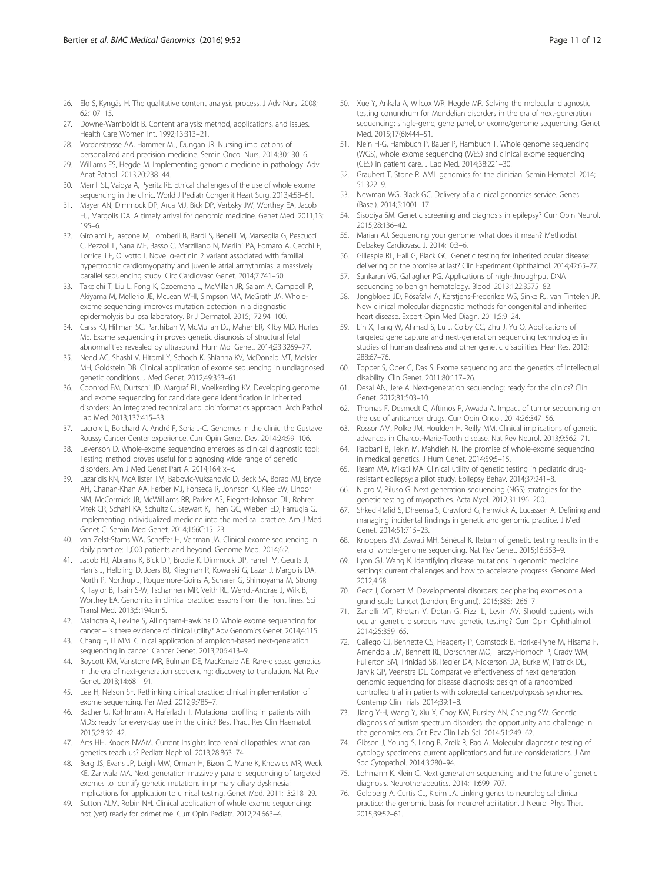26. Elo S, Kyngäs H. The qualitative content analysis process. J Adv Nurs. 2008; 62:107–15.
27. Downe-Wamboldt B. Content analysis: method, applications, and issues. Health Care Women Int. 1992;13:313–21.
28. Vorderstrasse AA, Hammer MJ, Dungan JR. Nursing implications of personalized and precision medicine. Semin Oncol Nurs. 2014;30:130–6.
29. Williams ES, Hegde M. Implementing genomic medicine in pathology. Adv Anat Pathol. 2013;20:238–44.
30. Merrill SL, Vaidya A, Pyeritz RE. Ethical challenges of the use of whole exome sequencing in the clinic. World J Pediatr Congenit Heart Surg. 2013;4:58–61.
31. Mayer AN, Dimmock DP, Arca MJ, Bick DP, Verbsky JW, Worthey EA, Jacob HJ, Margolis DA. A timely arrival for genomic medicine. Genet Med. 2011;13: 195–6.
32. Girolami F, Iascone M, Tomberli B, Bardi S, Benelli M, Marseglia G, Pescucci C, Pezzoli L, Sana ME, Basso C, Marziliano N, Merlini PA, Fornaro A, Cecchi F, Torricelli F, Olivotto I. Novel α-actinin 2 variant associated with familial hypertrophic cardiomyopathy and juvenile atrial arrhythmias: a massively parallel sequencing study. Circ Cardiovasc Genet. 2014;7:741–50.
33. Takeichi T, Liu L, Fong K, Ozoemena L, McMillan JR, Salam A, Campbell P, Akiyama M, Mellerio JE, McLean WHI, Simpson MA, McGrath JA. Whole-exome sequencing improves mutation detection in a diagnostic epidermolysis bullosa laboratory. Br J Dermatol. 2015;172:94–100.
34. Carss KJ, Hillman SC, Parthiban V, McMullan DJ, Maher ER, Kilby MD, Hurles ME. Exome sequencing improves genetic diagnosis of structural fetal abnormalities revealed by ultrasound. Hum Mol Genet. 2014;23:3269–77.
35. Need AC, Shashi V, Hitomi Y, Schoch K, Shianna KV, McDonald MT, Meisler MH, Goldstein DB. Clinical application of exome sequencing in undiagnosed genetic conditions. J Med Genet. 2012;49:353–61.
36. Coonrod EM, Durtschi JD, Margraf RL, Voelkerding KV. Developing genome and exome sequencing for candidate gene identification in inherited disorders: An integrated technical and bioinformatics approach. Arch Pathol Lab Med. 2013;137:415–33.
37. Lacroix L, Boichard A, André F, Soria J-C. Genomes in the clinic: the Gustave Roussy Cancer Center experience. Curr Opin Genet Dev. 2014;24:99–106.
38. Levenson D. Whole-exome sequencing emerges as clinical diagnostic tool: Testing method proves useful for diagnosing wide range of genetic disorders. Am J Med Genet Part A. 2014;164:ix–x.
39. Lazaridis KN, McAllister TM, Babovic-Vuksanovic D, Beck SA, Borad MJ, Bryce AH, Chanan-Khan AA, Ferber MJ, Fonseca R, Johnson KJ, Klee EW, Lindor NM, McCormick JB, McWilliams RR, Parker AS, Riegert-Johnson DL, Rohrer Vitek CR, Schahl KA, Schultz C, Stewart K, Then GC, Wieben ED, Farrugia G. Implementing individualized medicine into the medical practice. Am J Med Genet C: Semin Med Genet. 2014;166C:15–23.
40. van Zelst-Stams WA, Scheffer H, Veltman JA. Clinical exome sequencing in daily practice: 1,000 patients and beyond. Genome Med. 2014;6:2.
41. Jacob HJ, Abrams K, Bick DP, Brodie K, Dimmock DP, Farrell M, Geurts J, Harris J, Helbling D, Joers BJ, Kliegman R, Kowalski G, Lazar J, Margolis DA, North P, Northup J, Roquemore-Goins A, Scharer G, Shimoyama M, Strong K, Taylor B, Tsaih S-W, Tschannen MR, Veith RL, Wendt-Andrae J, Wilk B, Worthey EA. Genomics in clinical practice: lessons from the front lines. Sci Transl Med. 2013;5:194cm5.
42. Malhotra A, Levine S, Allingham-Hawkins D. Whole exome sequencing for cancer – is there evidence of clinical utility? Adv Genomics Genet. 2014;4:115.
43. Chang F, Li MM. Clinical application of amplicon-based next-generation sequencing in cancer. Cancer Genet. 2013;206:413–9.
44. Boycott KM, Vanstone MR, Bulman DE, MacKenzie AE. Rare-disease genetics in the era of next-generation sequencing: discovery to translation. Nat Rev Genet. 2013;14:681–91.
45. Lee H, Nelson SF. Rethinking clinical practice: clinical implementation of exome sequencing. Per Med. 2012;9:785–7.
46. Bacher U, Kohlmann A, Haferlach T. Mutational profiling in patients with MDS: ready for every-day use in the clinic? Best Pract Res Clin Haematol. 2015;28:32–42.
47. Arts HH, Knoers NVAM. Current insights into renal ciliopathies: what can genetics teach us? Pediatr Nephrol. 2013;28:863–74.
48. Berg JS, Evans JP, Leigh MW, Omran H, Bizon C, Mane K, Knowles MR, Weck KE, Zariwala MA. Next generation massively parallel sequencing of targeted exomes to identify genetic mutations in primary ciliary dyskinesia: implications for application to clinical testing. Genet Med. 2011;13:218–29.
49. Sutton ALM, Robin NH. Clinical application of whole exome sequencing: not (yet) ready for primetime. Curr Opin Pediatr. 2012;24:663–4.
50. Xue Y, Ankala A, Wilcox WR, Hegde MR. Solving the molecular diagnostic testing conundrum for Mendelian disorders in the era of next-generation sequencing: single-gene, gene panel, or exome/genome sequencing. Genet Med. 2015;17(6):444–51.
51. Klein H-G, Hambuch P, Bauer P, Hambuch T. Whole genome sequencing (WGS), whole exome sequencing (WES) and clinical exome sequencing (CES) in patient care. J Lab Med. 2014;38:221–30.
52. Graubert T, Stone R. AML genomics for the clinician. Semin Hematol. 2014; 51:322–9.
53. Newman WG, Black GC. Delivery of a clinical genomics service. Genes (Basel). 2014;5:1001–17.
54. Sisodiya SM. Genetic screening and diagnosis in epilepsy? Curr Opin Neurol. 2015;28:136–42.
55. Marian AJ. Sequencing your genome: what does it mean? Methodist Debakey Cardiovasc J. 2014;10:3–6.
56. Gillespie RL, Hall G, Black GC. Genetic testing for inherited ocular disease: delivering on the promise at last? Clin Experiment Ophthalmol. 2014;42:65–77.
57. Sankaran VG, Gallagher PG. Applications of high-throughput DNA sequencing to benign hematology. Blood. 2013;122:3575–82.
58. Jongbloed JD, Pósafalvi A, Kerstjens-Frederikse WS, Sinke RJ, van Tintelen JP. New clinical molecular diagnostic methods for congenital and inherited heart disease. Expert Opin Med Diagn. 2011;5:9–24.
59. Lin X, Tang W, Ahmad S, Lu J, Colby CC, Zhu J, Yu Q. Applications of targeted gene capture and next-generation sequencing technologies in studies of human deafness and other genetic disabilities. Hear Res. 2012; 288:67–76.
60. Topper S, Ober C, Das S. Exome sequencing and the genetics of intellectual disability. Clin Genet. 2011;80:117–26.
61. Desai AN, Jere A. Next-generation sequencing: ready for the clinics? Clin Genet. 2012;81:503–10.
62. Thomas F, Desmedt C, Aftimos P, Awada A. Impact of tumor sequencing on the use of anticancer drugs. Curr Opin Oncol. 2014;26:347–56.
63. Rossor AM, Polke JM, Houlden H, Reilly MM. Clinical implications of genetic advances in Charcot-Marie-Tooth disease. Nat Rev Neurol. 2013;9:562–71.
64. Rabbani B, Tekin M, Mahdieh N. The promise of whole-exome sequencing in medical genetics. J Hum Genet. 2014;59:5–15.
65. Ream MA, Mikati MA. Clinical utility of genetic testing in pediatric drug-resistant epilepsy: a pilot study. Epilepsy Behav. 2014;37:241–8.
66. Nigro V, Piluso G. Next generation sequencing (NGS) strategies for the genetic testing of myopathies. Acta Myol. 2012;31:196–200.
67. Shkedi-Rafid S, Dheensa S, Crawford G, Fenwick A, Lucassen A. Defining and managing incidental findings in genetic and genomic practice. J Med Genet. 2014;51:715–23.
68. Knoppers BM, Zawati MH, Sénécal K. Return of genetic testing results in the era of whole-genome sequencing. Nat Rev Genet. 2015;16:553–9.
69. Lyon GJ, Wang K. Identifying disease mutations in genomic medicine settings: current challenges and how to accelerate progress. Genome Med. 2012;4:58.
70. Gecz J, Corbett M. Developmental disorders: deciphering exomes on a grand scale. Lancet (London, England). 2015;385:1266–7.
71. Zanolli MT, Khetan V, Dotan G, Pizzi L, Levin AV. Should patients with ocular genetic disorders have genetic testing? Curr Opin Ophthalmol. 2014;25:359–65.
72. Gallego CJ, Bennette CS, Heagerty P, Comstock B, Horike-Pyne M, Hisama F, Amendola LM, Bennett RL, Dorschner MO, Tarczy-Hornoch P, Grady WM, Fullerton SM, Trinidad SB, Regier DA, Nickerson DA, Burke W, Patrick DL, Jarvik GP, Veenstra DL. Comparative effectiveness of next generation genomic sequencing for disease diagnosis: design of a randomized controlled trial in patients with colorectal cancer/polyposis syndromes. Contemp Clin Trials. 2014;39:1–8.
73. Jiang Y-H, Wang Y, Xiu X, Choy KW, Pursley AN, Cheung SW. Genetic diagnosis of autism spectrum disorders: the opportunity and challenge in the genomics era. Crit Rev Clin Lab Sci. 2014;51:249–62.
74. Gibson J, Young S, Leng B, Zreik R, Rao A. Molecular diagnostic testing of cytology specimens: current applications and future considerations. J Am Soc Cytopathol. 2014;3:280–94.
75. Lohmann K, Klein C. Next generation sequencing and the future of genetic diagnosis. Neurotherapeutics. 2014;11:699–707.
76. Goldberg A, Curtis CL, Kleim JA. Linking genes to neurological clinical practice: the genomic basis for neurorehabilitation. J Neurol Phys Ther. 2015;39:52–61.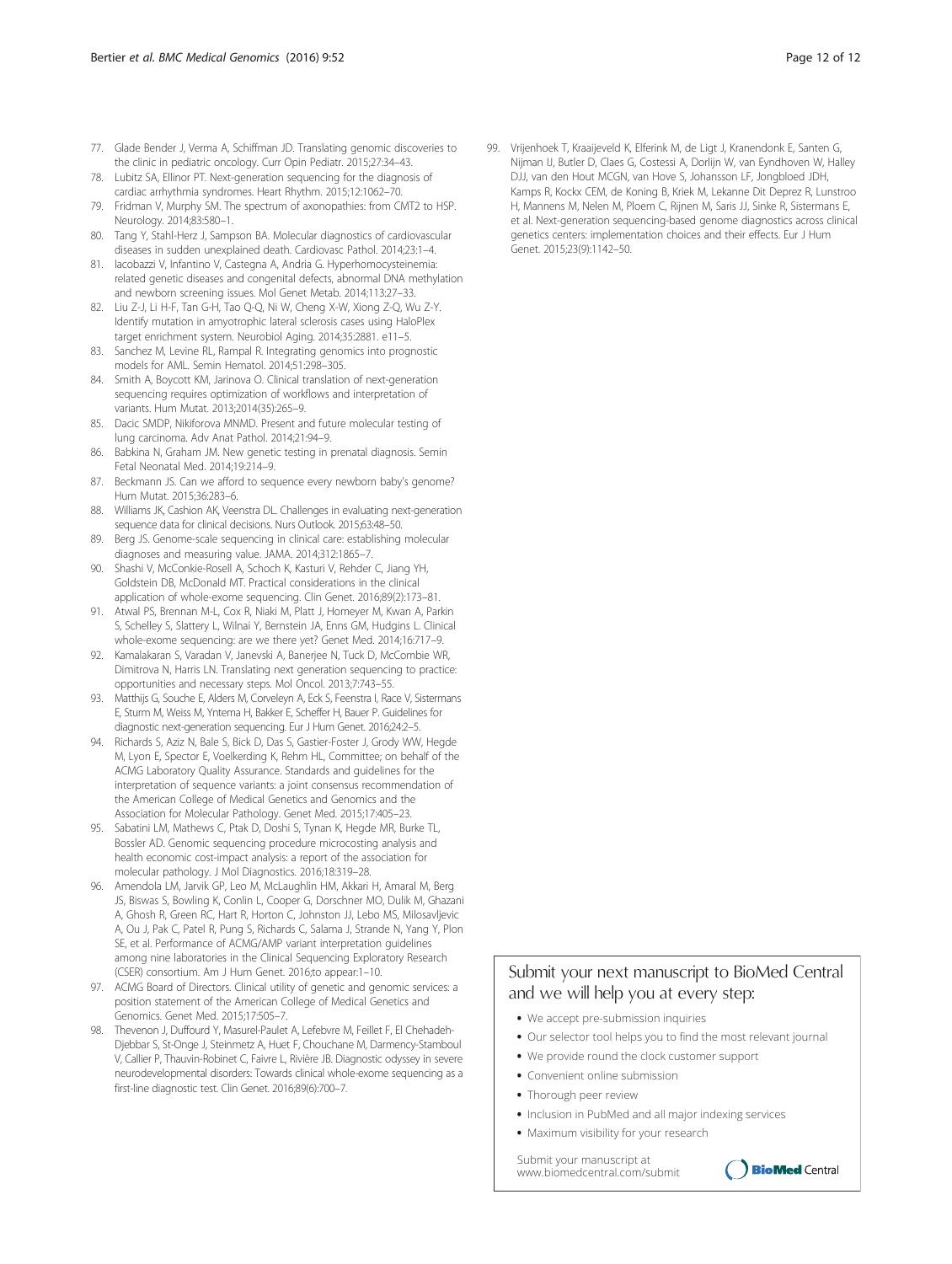77. Glade Bender J, Verma A, Schiffman JD. Translating genomic discoveries to the clinic in pediatric oncology. Curr Opin Pediatr. 2015;27:34–43.
78. Lubitz SA, Ellinor PT. Next-generation sequencing for the diagnosis of cardiac arrhythmia syndromes. Heart Rhythm. 2015;12:1062–70.
79. Fridman V, Murphy SM. The spectrum of axonopathies: from CMT2 to HSP. Neurology. 2014;83:580–1.
80. Tang Y, Stahl-Herz J, Sampson BA. Molecular diagnostics of cardiovascular diseases in sudden unexplained death. Cardiovasc Pathol. 2014;23:1–4.
81. Iacobazzi V, Infantino V, Castegna A, Andria G. Hyperhomocysteinemia: related genetic diseases and congenital defects, abnormal DNA methylation and newborn screening issues. Mol Genet Metab. 2014;113:27–33.
82. Liu Z-J, Li H-F, Tan G-H, Tao Q-Q, Ni W, Cheng X-W, Xiong Z-Q, Wu Z-Y. Identify mutation in amyotrophic lateral sclerosis cases using HaloPlex target enrichment system. Neurobiol Aging. 2014;35:2881. e11–5.
83. Sanchez M, Levine RL, Rampal R. Integrating genomics into prognostic models for AML. Semin Hematol. 2014;51:298–305.
84. Smith A, Boycott KM, Jarinova O. Clinical translation of next-generation sequencing requires optimization of workflows and interpretation of variants. Hum Mutat. 2013;2014(35):265–9.
85. Dacic SMDP, Nikiforova MNMD. Present and future molecular testing of lung carcinoma. Adv Anat Pathol. 2014;21:94–9.
86. Babkina N, Graham JM. New genetic testing in prenatal diagnosis. Semin Fetal Neonatal Med. 2014;19:214–9.
87. Beckmann JS. Can we afford to sequence every newborn baby's genome? Hum Mutat. 2015;36:283–6.
88. Williams JK, Cashion AK, Veenstra DL. Challenges in evaluating next-generation sequence data for clinical decisions. Nurs Outlook. 2015;63:48–50.
89. Berg JS. Genome-scale sequencing in clinical care: establishing molecular diagnoses and measuring value. JAMA. 2014;312:1865–7.
90. Shashi V, McConkie-Rosell A, Schoch K, Kasturi V, Rehder C, Jiang YH, Goldstein DB, McDonald MT. Practical considerations in the clinical application of whole-exome sequencing. Clin Genet. 2016;89(2):173–81.
91. Atwal PS, Brennan M-L, Cox R, Niaki M, Platt J, Homeyer M, Kwan A, Parkin S, Schelley S, Slattery L, Wilnai Y, Bernstein JA, Enns GM, Hudgins L. Clinical whole-exome sequencing: are we there yet? Genet Med. 2014;16:717–9.
92. Kamalakaran S, Varadan V, Janevski A, Banerjee N, Tuck D, McCombie WR, Dimitrova N, Harris LN. Translating next generation sequencing to practice: opportunities and necessary steps. Mol Oncol. 2013;7:743–55.
93. Matthijs G, Souche E, Alders M, Corveleyn A, Eck S, Feenstra I, Race V, Sistermans E, Sturm M, Weiss M, Yntema H, Bakker E, Scheffer H, Bauer P. Guidelines for diagnostic next-generation sequencing. Eur J Hum Genet. 2016;24:2–5.
94. Richards S, Aziz N, Bale S, Bick D, Das S, Gastier-Foster J, Grody WW, Hegde M, Lyon E, Spector E, Voelkerding K, Rehm HL, Committee; on behalf of the ACMG Laboratory Quality Assurance. Standards and guidelines for the interpretation of sequence variants: a joint consensus recommendation of the American College of Medical Genetics and Genomics and the Association for Molecular Pathology. Genet Med. 2015;17:405–23.
95. Sabatini LM, Mathews C, Ptak D, Doshi S, Tynan K, Hegde MR, Burke TL, Bossler AD. Genomic sequencing procedure microcosting analysis and health economic cost-impact analysis: a report of the association for molecular pathology. J Mol Diagnostics. 2016;18:319–28.
96. Amendola LM, Jarvik GP, Leo M, McLaughlin HM, Akkari H, Amaral M, Berg JS, Biswas S, Bowling K, Conlin L, Cooper G, Dorschner MO, Dulik M, Ghazani A, Ghosh R, Green RC, Hart R, Horton C, Johnston JJ, Lebo MS, Milosavljevic A, Ou J, Pak C, Patel R, Pung S, Richards C, Salama J, Strande N, Yang Y, Plon SE, et al. Performance of ACMG/AMP variant interpretation guidelines among nine laboratories in the Clinical Sequencing Exploratory Research (CSER) consortium. Am J Hum Genet. 2016;to appear:1–10.
97. ACMG Board of Directors. Clinical utility of genetic and genomic services: a position statement of the American College of Medical Genetics and Genomics. Genet Med. 2015;17:505–7.
98. Thevenon J, Duffourd Y, Masurel-Paulet A, Lefebvre M, Feillet F, El Chehadeh-Djebbar S, St-Onge J, Steinmetz A, Huet F, Chouchane M, Darmency-Stamboul V, Callier P, Thauvin-Robinet C, Faivre L, Rivière JB. Diagnostic odyssey in severe neurodevelopmental disorders: Towards clinical whole-exome sequencing as a first-line diagnostic test. Clin Genet. 2016;89(6):700–7.
99. Vrijenhoek T, Kraaijeveld K, Elferink M, de Ligt J, Kranendonk E, Santen G, Nijman IJ, Butler D, Claes G, Costessi A, Dorlijn W, van Eyndhoven W, Halley DJJ, van den Hout MCGN, van Hove S, Johansson LF, Jongbloed JDH, Kamps R, Kockx CEM, de Koning B, Kriek M, Lekanne Dit Deprez R, Lunstroo H, Mannens M, Nelen M, Ploem C, Rijnen M, Saris JJ, Sinke R, Sistermans E, et al. Next-generation sequencing-based genome diagnostics across clinical genetics centers: implementation choices and their effects. Eur J Hum Genet. 2015;23(9):1142–50.

Submit your next manuscript to BioMed Central and we will help you at every step:

- We accept pre-submission inquiries
- Our selector tool helps you to find the most relevant journal
- We provide round the clock customer support
- Convenient online submission
- Thorough peer review
- Inclusion in PubMed and all major indexing services
- Maximum visibility for your research

Submit your manuscript at
www.biomedcentral.com/submit

BioMed Central